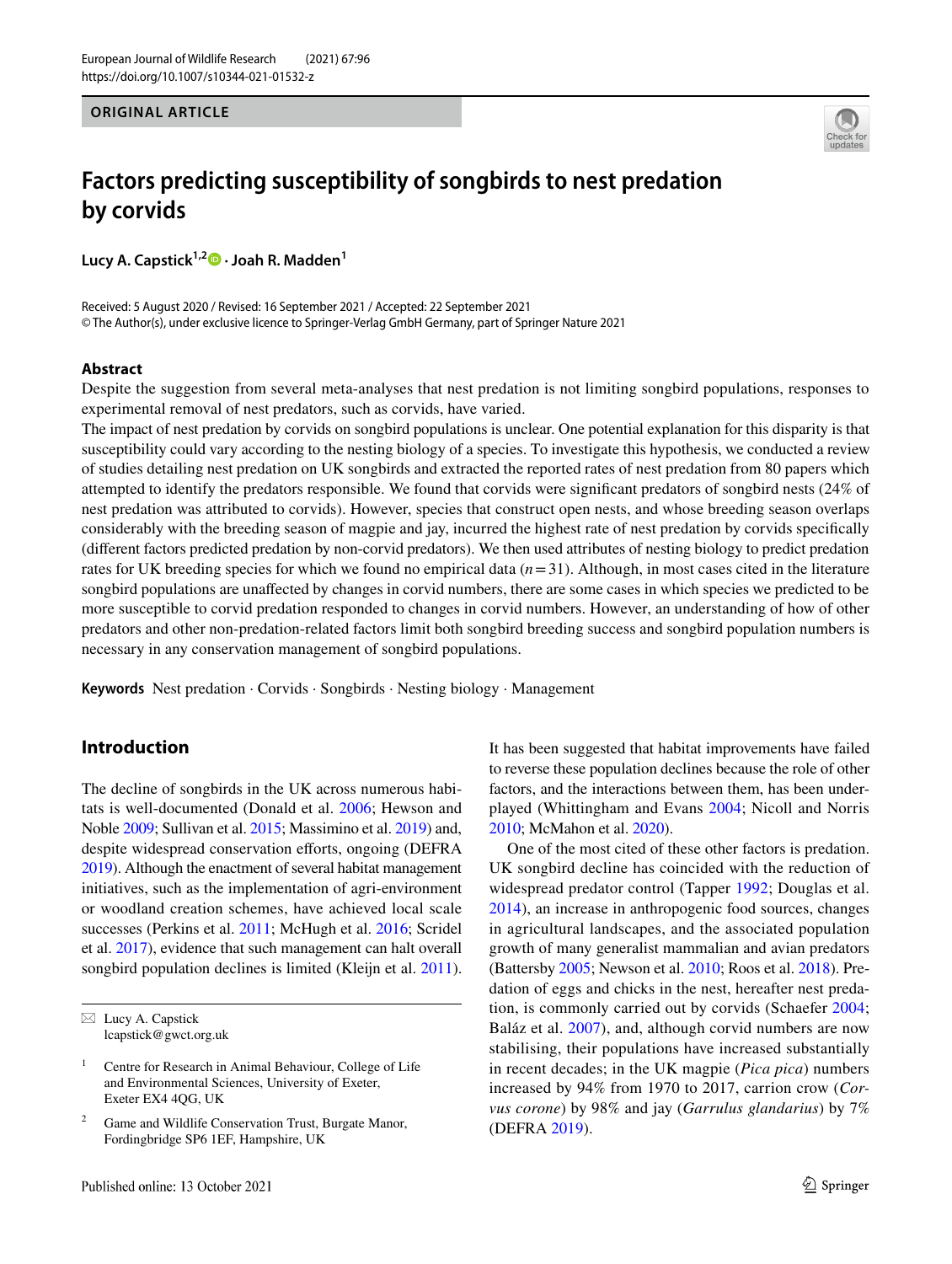ORIGINAL ARTICLE

# Factors predicting susceptibility of songbirds to nest predation by corvids

**Lucy A. Capstick[1,2] · Joah R. Madden[1]**

Received: 5 August 2020 / Revised: 16 September 2021 / Accepted: 22 September 2021
© The Author(s), under exclusive licence to Springer-Verlag GmbH Germany, part of Springer Nature 2021

## Abstract

Despite the suggestion from several meta-analyses that nest predation is not limiting songbird populations, responses to experimental removal of nest predators, such as corvids, have varied.

The impact of nest predation by corvids on songbird populations is unclear. One potential explanation for this disparity is that susceptibility could vary according to the nesting biology of a species. To investigate this hypothesis, we conducted a review of studies detailing nest predation on UK songbirds and extracted the reported rates of nest predation from 80 papers which attempted to identify the predators responsible. We found that corvids were significant predators of songbird nests (24% of nest predation was attributed to corvids). However, species that construct open nests, and whose breeding season overlaps considerably with the breeding season of magpie and jay, incurred the highest rate of nest predation by corvids specifically (different factors predicted predation by non-corvid predators). We then used attributes of nesting biology to predict predation rates for UK breeding species for which we found no empirical data ($n = 31$). Although, in most cases cited in the literature songbird populations are unaffected by changes in corvid numbers, there are some cases in which species we predicted to be more susceptible to corvid predation responded to changes in corvid numbers. However, an understanding of how of other predators and other non-predation-related factors limit both songbird breeding success and songbird population numbers is necessary in any conservation management of songbird populations.

**Keywords** Nest predation · Corvids · Songbirds · Nesting biology · Management

## Introduction

The decline of songbirds in the UK across numerous habitats is well-documented (Donald et al. 2006; Hewson and Noble 2009; Sullivan et al. 2015; Massimino et al. 2019) and, despite widespread conservation efforts, ongoing (DEFRA 2019). Although the enactment of several habitat management initiatives, such as the implementation of agri-environment or woodland creation schemes, have achieved local scale successes (Perkins et al. 2011; McHugh et al. 2016; Scridel et al. 2017), evidence that such management can halt overall songbird population declines is limited (Kleijn et al. 2011). It has been suggested that habitat improvements have failed to reverse these population declines because the role of other factors, and the interactions between them, has been underplayed (Whittingham and Evans 2004; Nicoll and Norris 2010; McMahon et al. 2020).

One of the most cited of these other factors is predation. UK songbird decline has coincided with the reduction of widespread predator control (Tapper 1992; Douglas et al. 2014), an increase in anthropogenic food sources, changes in agricultural landscapes, and the associated population growth of many generalist mammalian and avian predators (Battersby 2005; Newson et al. 2010; Roos et al. 2018). Predation of eggs and chicks in the nest, hereafter nest predation, is commonly carried out by corvids (Schaefer 2004; Baláz et al. 2007), and, although corvid numbers are now stabilising, their populations have increased substantially in recent decades; in the UK magpie (*Pica pica*) numbers increased by 94% from 1970 to 2017, carrion crow (*Corvus corone*) by 98% and jay (*Garrulus glandarius*) by 7% (DEFRA 2019).

---

✉ Lucy A. Capstick
lcapstick@gwct.org.uk

[1] Centre for Research in Animal Behaviour, College of Life and Environmental Sciences, University of Exeter, Exeter EX4 4QG, UK

[2] Game and Wildlife Conservation Trust, Burgate Manor, Fordingbridge SP6 1EF, Hampshire, UK

Published online: 13 October 2021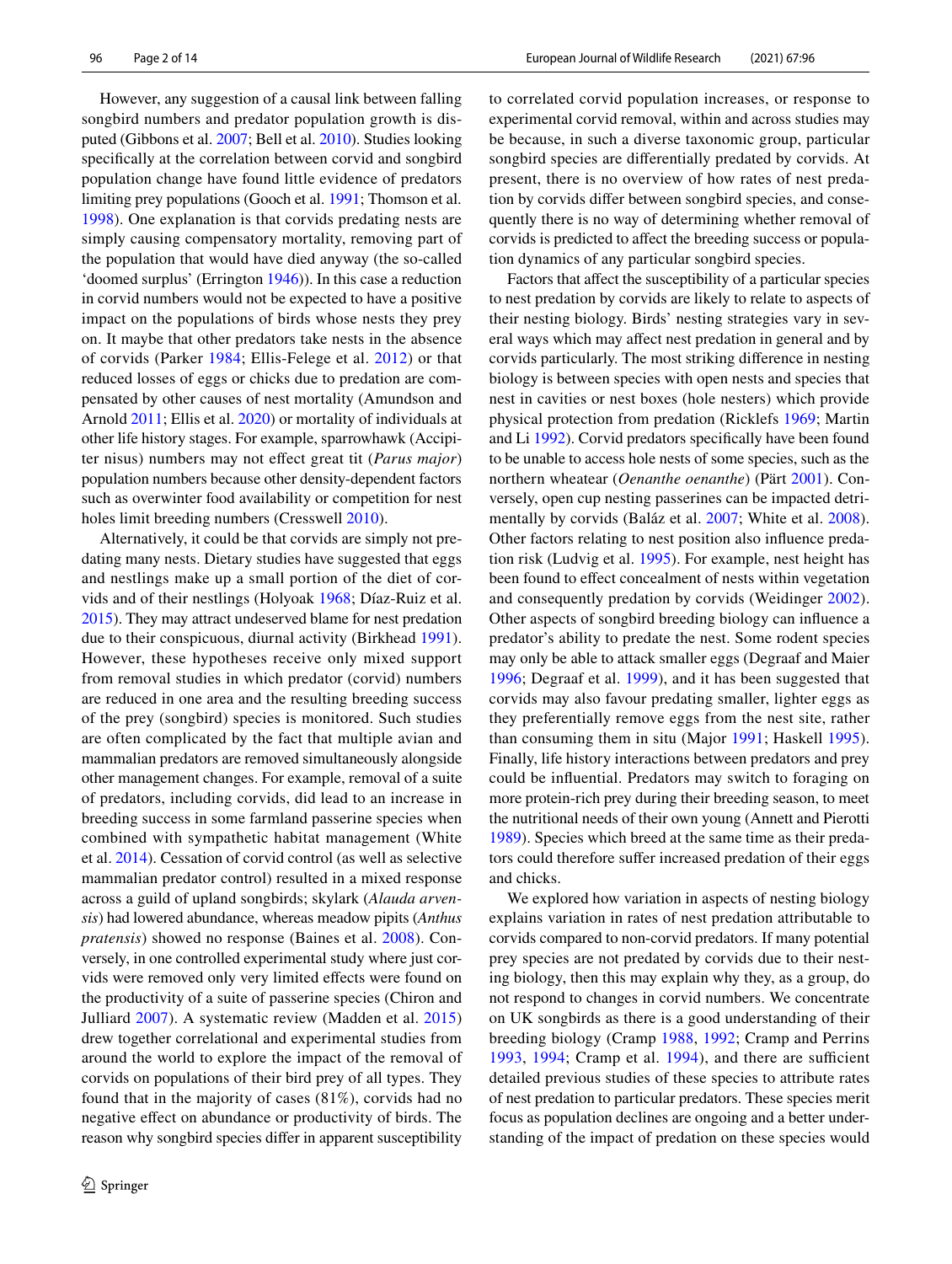However, any suggestion of a causal link between falling songbird numbers and predator population growth is disputed (Gibbons et al. 2007; Bell et al. 2010). Studies looking specifically at the correlation between corvid and songbird population change have found little evidence of predators limiting prey populations (Gooch et al. 1991; Thomson et al. 1998). One explanation is that corvids predating nests are simply causing compensatory mortality, removing part of the population that would have died anyway (the so-called 'doomed surplus' (Errington 1946)). In this case a reduction in corvid numbers would not be expected to have a positive impact on the populations of birds whose nests they prey on. It maybe that other predators take nests in the absence of corvids (Parker 1984; Ellis-Felege et al. 2012) or that reduced losses of eggs or chicks due to predation are compensated by other causes of nest mortality (Amundson and Arnold 2011; Ellis et al. 2020) or mortality of individuals at other life history stages. For example, sparrowhawk (Accipiter nisus) numbers may not effect great tit (*Parus major*) population numbers because other density-dependent factors such as overwinter food availability or competition for nest holes limit breeding numbers (Cresswell 2010).

Alternatively, it could be that corvids are simply not predating many nests. Dietary studies have suggested that eggs and nestlings make up a small portion of the diet of corvids and of their nestlings (Holyoak 1968; Díaz-Ruiz et al. 2015). They may attract undeserved blame for nest predation due to their conspicuous, diurnal activity (Birkhead 1991). However, these hypotheses receive only mixed support from removal studies in which predator (corvid) numbers are reduced in one area and the resulting breeding success of the prey (songbird) species is monitored. Such studies are often complicated by the fact that multiple avian and mammalian predators are removed simultaneously alongside other management changes. For example, removal of a suite of predators, including corvids, did lead to an increase in breeding success in some farmland passerine species when combined with sympathetic habitat management (White et al. 2014). Cessation of corvid control (as well as selective mammalian predator control) resulted in a mixed response across a guild of upland songbirds; skylark (*Alauda arvensis*) had lowered abundance, whereas meadow pipits (*Anthus pratensis*) showed no response (Baines et al. 2008). Conversely, in one controlled experimental study where just corvids were removed only very limited effects were found on the productivity of a suite of passerine species (Chiron and Julliard 2007). A systematic review (Madden et al. 2015) drew together correlational and experimental studies from around the world to explore the impact of the removal of corvids on populations of their bird prey of all types. They found that in the majority of cases (81%), corvids had no negative effect on abundance or productivity of birds. The reason why songbird species differ in apparent susceptibility to correlated corvid population increases, or response to experimental corvid removal, within and across studies may be because, in such a diverse taxonomic group, particular songbird species are differentially predated by corvids. At present, there is no overview of how rates of nest predation by corvids differ between songbird species, and consequently there is no way of determining whether removal of corvids is predicted to affect the breeding success or population dynamics of any particular songbird species.

Factors that affect the susceptibility of a particular species to nest predation by corvids are likely to relate to aspects of their nesting biology. Birds' nesting strategies vary in several ways which may affect nest predation in general and by corvids particularly. The most striking difference in nesting biology is between species with open nests and species that nest in cavities or nest boxes (hole nesters) which provide physical protection from predation (Ricklefs 1969; Martin and Li 1992). Corvid predators specifically have been found to be unable to access hole nests of some species, such as the northern wheatear (*Oenanthe oenanthe*) (Pärt 2001). Conversely, open cup nesting passerines can be impacted detrimentally by corvids (Baláz et al. 2007; White et al. 2008). Other factors relating to nest position also influence predation risk (Ludvig et al. 1995). For example, nest height has been found to effect concealment of nests within vegetation and consequently predation by corvids (Weidinger 2002). Other aspects of songbird breeding biology can influence a predator's ability to predate the nest. Some rodent species may only be able to attack smaller eggs (Degraaf and Maier 1996; Degraaf et al. 1999), and it has been suggested that corvids may also favour predating smaller, lighter eggs as they preferentially remove eggs from the nest site, rather than consuming them in situ (Major 1991; Haskell 1995). Finally, life history interactions between predators and prey could be influential. Predators may switch to foraging on more protein-rich prey during their breeding season, to meet the nutritional needs of their own young (Annett and Pierotti 1989). Species which breed at the same time as their predators could therefore suffer increased predation of their eggs and chicks.

We explored how variation in aspects of nesting biology explains variation in rates of nest predation attributable to corvids compared to non-corvid predators. If many potential prey species are not predated by corvids due to their nesting biology, then this may explain why they, as a group, do not respond to changes in corvid numbers. We concentrate on UK songbirds as there is a good understanding of their breeding biology (Cramp 1988, 1992; Cramp and Perrins 1993, 1994; Cramp et al. 1994), and there are sufficient detailed previous studies of these species to attribute rates of nest predation to particular predators. These species merit focus as population declines are ongoing and a better understanding of the impact of predation on these species would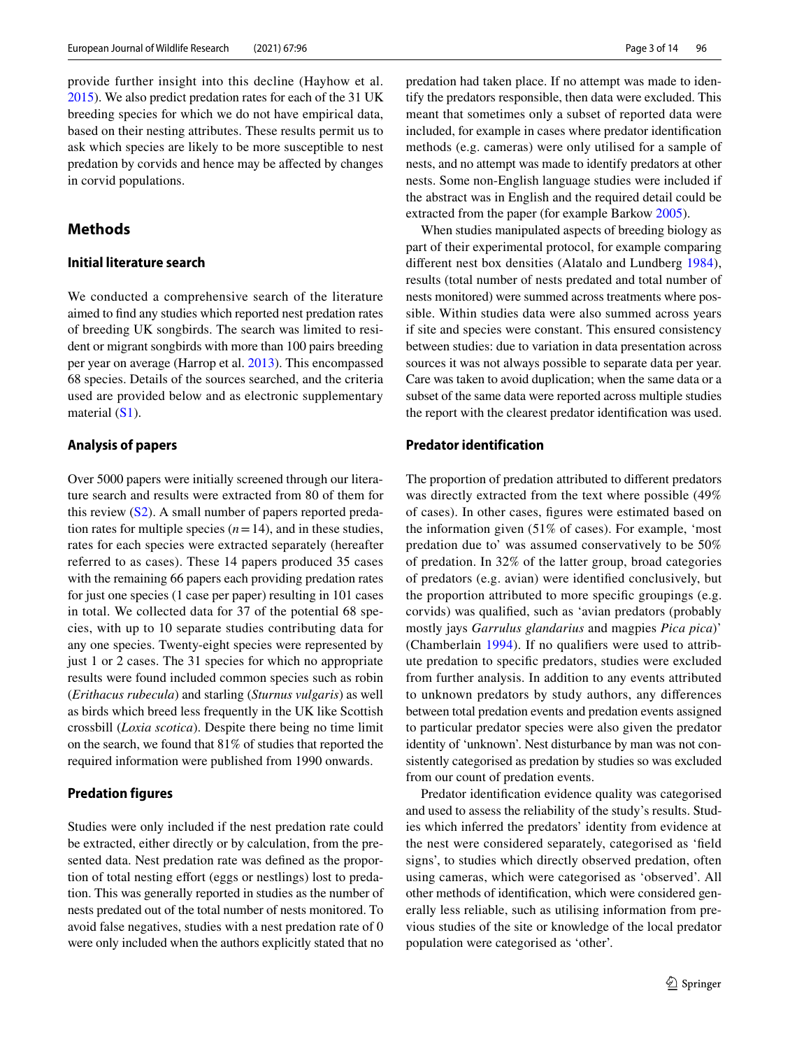provide further insight into this decline (Hayhow et al. 2015). We also predict predation rates for each of the 31 UK breeding species for which we do not have empirical data, based on their nesting attributes. These results permit us to ask which species are likely to be more susceptible to nest predation by corvids and hence may be affected by changes in corvid populations.

## Methods

### Initial literature search

We conducted a comprehensive search of the literature aimed to find any studies which reported nest predation rates of breeding UK songbirds. The search was limited to resident or migrant songbirds with more than 100 pairs breeding per year on average (Harrop et al. 2013). This encompassed 68 species. Details of the sources searched, and the criteria used are provided below and as electronic supplementary material (S1).

### Analysis of papers

Over 5000 papers were initially screened through our literature search and results were extracted from 80 of them for this review (S2). A small number of papers reported predation rates for multiple species ($n = 14$), and in these studies, rates for each species were extracted separately (hereafter referred to as cases). These 14 papers produced 35 cases with the remaining 66 papers each providing predation rates for just one species (1 case per paper) resulting in 101 cases in total. We collected data for 37 of the potential 68 species, with up to 10 separate studies contributing data for any one species. Twenty-eight species were represented by just 1 or 2 cases. The 31 species for which no appropriate results were found included common species such as robin (*Erithacus rubecula*) and starling (*Sturnus vulgaris*) as well as birds which breed less frequently in the UK like Scottish crossbill (*Loxia scotica*). Despite there being no time limit on the search, we found that 81% of studies that reported the required information were published from 1990 onwards.

### Predation figures

Studies were only included if the nest predation rate could be extracted, either directly or by calculation, from the presented data. Nest predation rate was defined as the proportion of total nesting effort (eggs or nestlings) lost to predation. This was generally reported in studies as the number of nests predated out of the total number of nests monitored. To avoid false negatives, studies with a nest predation rate of 0 were only included when the authors explicitly stated that no predation had taken place. If no attempt was made to identify the predators responsible, then data were excluded. This meant that sometimes only a subset of reported data were included, for example in cases where predator identification methods (e.g. cameras) were only utilised for a sample of nests, and no attempt was made to identify predators at other nests. Some non-English language studies were included if the abstract was in English and the required detail could be extracted from the paper (for example Barkow 2005).

When studies manipulated aspects of breeding biology as part of their experimental protocol, for example comparing different nest box densities (Alatalo and Lundberg 1984), results (total number of nests predated and total number of nests monitored) were summed across treatments where possible. Within studies data were also summed across years if site and species were constant. This ensured consistency between studies: due to variation in data presentation across sources it was not always possible to separate data per year. Care was taken to avoid duplication; when the same data or a subset of the same data were reported across multiple studies the report with the clearest predator identification was used.

### Predator identification

The proportion of predation attributed to different predators was directly extracted from the text where possible (49% of cases). In other cases, figures were estimated based on the information given (51% of cases). For example, 'most predation due to' was assumed conservatively to be 50% of predation. In 32% of the latter group, broad categories of predators (e.g. avian) were identified conclusively, but the proportion attributed to more specific groupings (e.g. corvids) was qualified, such as 'avian predators (probably mostly jays *Garrulus glandarius* and magpies *Pica pica*)' (Chamberlain 1994). If no qualifiers were used to attribute predation to specific predators, studies were excluded from further analysis. In addition to any events attributed to unknown predators by study authors, any differences between total predation events and predation events assigned to particular predator species were also given the predator identity of 'unknown'. Nest disturbance by man was not consistently categorised as predation by studies so was excluded from our count of predation events.

Predator identification evidence quality was categorised and used to assess the reliability of the study's results. Studies which inferred the predators' identity from evidence at the nest were considered separately, categorised as 'field signs', to studies which directly observed predation, often using cameras, which were categorised as 'observed'. All other methods of identification, which were considered generally less reliable, such as utilising information from previous studies of the site or knowledge of the local predator population were categorised as 'other'.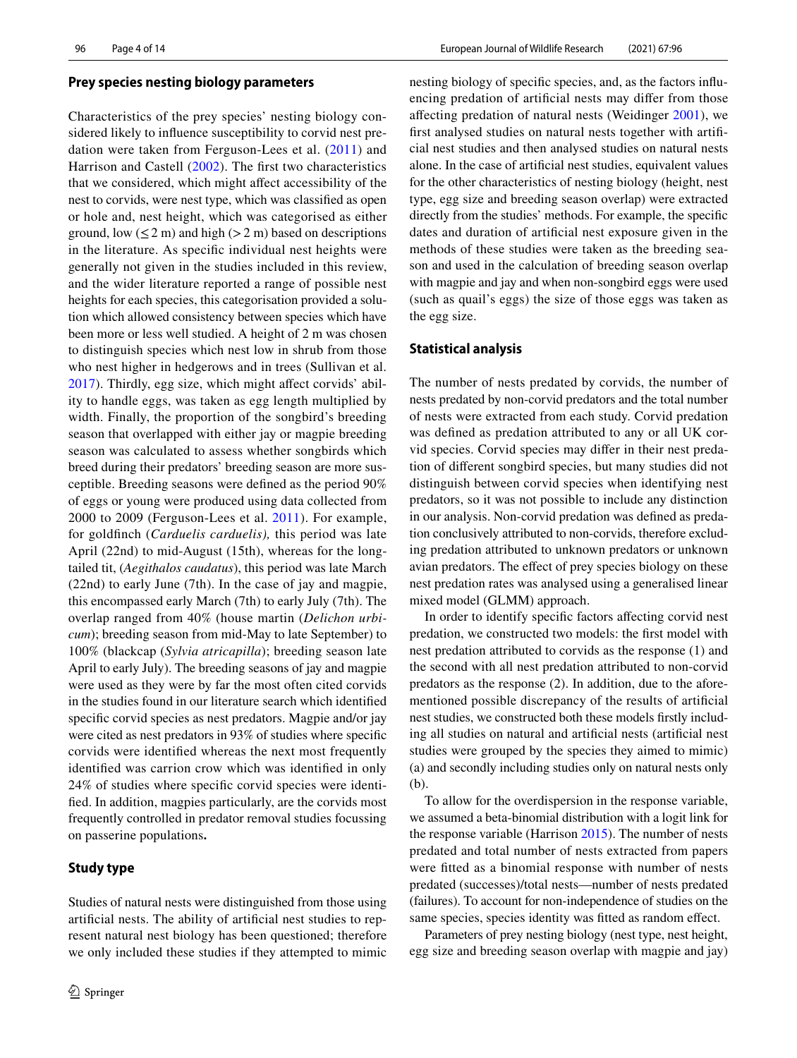### Prey species nesting biology parameters

Characteristics of the prey species' nesting biology considered likely to influence susceptibility to corvid nest predation were taken from Ferguson-Lees et al. (2011) and Harrison and Castell (2002). The first two characteristics that we considered, which might affect accessibility of the nest to corvids, were nest type, which was classified as open or hole and, nest height, which was categorised as either ground, low (≤ 2 m) and high (> 2 m) based on descriptions in the literature. As specific individual nest heights were generally not given in the studies included in this review, and the wider literature reported a range of possible nest heights for each species, this categorisation provided a solution which allowed consistency between species which have been more or less well studied. A height of 2 m was chosen to distinguish species which nest low in shrub from those who nest higher in hedgerows and in trees (Sullivan et al. 2017). Thirdly, egg size, which might affect corvids' ability to handle eggs, was taken as egg length multiplied by width. Finally, the proportion of the songbird's breeding season that overlapped with either jay or magpie breeding season was calculated to assess whether songbirds which breed during their predators' breeding season are more susceptible. Breeding seasons were defined as the period 90% of eggs or young were produced using data collected from 2000 to 2009 (Ferguson-Lees et al. 2011). For example, for goldfinch (*Carduelis carduelis),* this period was late April (22nd) to mid-August (15th), whereas for the long-tailed tit, (*Aegithalos caudatus*), this period was late March (22nd) to early June (7th). In the case of jay and magpie, this encompassed early March (7th) to early July (7th). The overlap ranged from 40% (house martin (*Delichon urbicum*); breeding season from mid-May to late September) to 100% (blackcap (*Sylvia atricapilla*); breeding season late April to early July). The breeding seasons of jay and magpie were used as they were by far the most often cited corvids in the studies found in our literature search which identified specific corvid species as nest predators. Magpie and/or jay were cited as nest predators in 93% of studies where specific corvids were identified whereas the next most frequently identified was carrion crow which was identified in only 24% of studies where specific corvid species were identified. In addition, magpies particularly, are the corvids most frequently controlled in predator removal studies focussing on passerine populations**.**

### Study type

Studies of natural nests were distinguished from those using artificial nests. The ability of artificial nest studies to represent natural nest biology has been questioned; therefore we only included these studies if they attempted to mimic nesting biology of specific species, and, as the factors influencing predation of artificial nests may differ from those affecting predation of natural nests (Weidinger 2001), we first analysed studies on natural nests together with artificial nest studies and then analysed studies on natural nests alone. In the case of artificial nest studies, equivalent values for the other characteristics of nesting biology (height, nest type, egg size and breeding season overlap) were extracted directly from the studies' methods. For example, the specific dates and duration of artificial nest exposure given in the methods of these studies were taken as the breeding season and used in the calculation of breeding season overlap with magpie and jay and when non-songbird eggs were used (such as quail's eggs) the size of those eggs was taken as the egg size.

### Statistical analysis

The number of nests predated by corvids, the number of nests predated by non-corvid predators and the total number of nests were extracted from each study. Corvid predation was defined as predation attributed to any or all UK corvid species. Corvid species may differ in their nest predation of different songbird species, but many studies did not distinguish between corvid species when identifying nest predators, so it was not possible to include any distinction in our analysis. Non-corvid predation was defined as predation conclusively attributed to non-corvids, therefore excluding predation attributed to unknown predators or unknown avian predators. The effect of prey species biology on these nest predation rates was analysed using a generalised linear mixed model (GLMM) approach.

In order to identify specific factors affecting corvid nest predation, we constructed two models: the first model with nest predation attributed to corvids as the response (1) and the second with all nest predation attributed to non-corvid predators as the response (2). In addition, due to the aforementioned possible discrepancy of the results of artificial nest studies, we constructed both these models firstly including all studies on natural and artificial nests (artificial nest studies were grouped by the species they aimed to mimic) (a) and secondly including studies only on natural nests only (b).

To allow for the overdispersion in the response variable, we assumed a beta-binomial distribution with a logit link for the response variable (Harrison 2015). The number of nests predated and total number of nests extracted from papers were fitted as a binomial response with number of nests predated (successes)/total nests—number of nests predated (failures). To account for non-independence of studies on the same species, species identity was fitted as random effect.

Parameters of prey nesting biology (nest type, nest height, egg size and breeding season overlap with magpie and jay)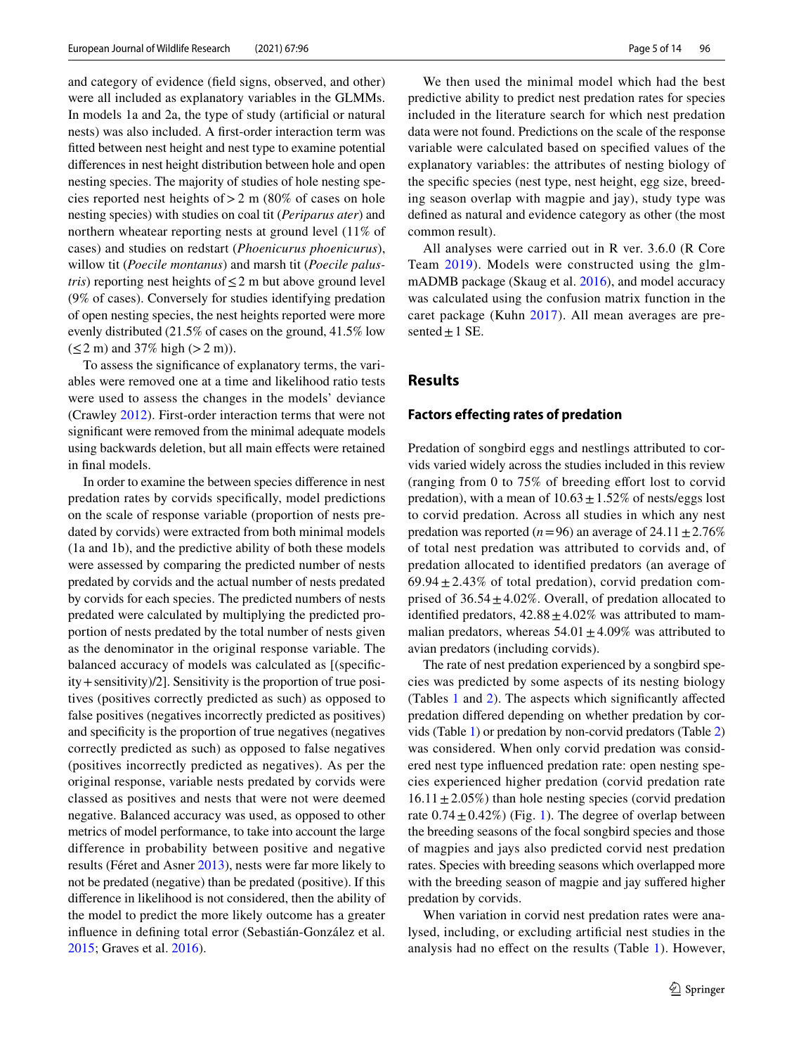and category of evidence (field signs, observed, and other) were all included as explanatory variables in the GLMMs. In models 1a and 2a, the type of study (artificial or natural nests) was also included. A first-order interaction term was fitted between nest height and nest type to examine potential differences in nest height distribution between hole and open nesting species. The majority of studies of hole nesting species reported nest heights of > 2 m (80% of cases on hole nesting species) with studies on coal tit (*Periparus ater*) and northern wheatear reporting nests at ground level (11% of cases) and studies on redstart (*Phoenicurus phoenicurus*), willow tit (*Poecile montanus*) and marsh tit (*Poecile palustris*) reporting nest heights of ≤ 2 m but above ground level (9% of cases). Conversely for studies identifying predation of open nesting species, the nest heights reported were more evenly distributed (21.5% of cases on the ground, 41.5% low (≤ 2 m) and 37% high (> 2 m)).

To assess the significance of explanatory terms, the variables were removed one at a time and likelihood ratio tests were used to assess the changes in the models' deviance (Crawley 2012). First-order interaction terms that were not significant were removed from the minimal adequate models using backwards deletion, but all main effects were retained in final models.

In order to examine the between species difference in nest predation rates by corvids specifically, model predictions on the scale of response variable (proportion of nests predated by corvids) were extracted from both minimal models (1a and 1b), and the predictive ability of both these models were assessed by comparing the predicted number of nests predated by corvids and the actual number of nests predated by corvids for each species. The predicted numbers of nests predated were calculated by multiplying the predicted proportion of nests predated by the total number of nests given as the denominator in the original response variable. The balanced accuracy of models was calculated as [(specificity + sensitivity)/2]. Sensitivity is the proportion of true positives (positives correctly predicted as such) as opposed to false positives (negatives incorrectly predicted as positives) and specificity is the proportion of true negatives (negatives correctly predicted as such) as opposed to false negatives (positives incorrectly predicted as negatives). As per the original response, variable nests predated by corvids were classed as positives and nests that were not were deemed negative. Balanced accuracy was used, as opposed to other metrics of model performance, to take into account the large difference in probability between positive and negative results (Féret and Asner 2013), nests were far more likely to not be predated (negative) than be predated (positive). If this difference in likelihood is not considered, then the ability of the model to predict the more likely outcome has a greater influence in defining total error (Sebastián-González et al. 2015; Graves et al. 2016).

We then used the minimal model which had the best predictive ability to predict nest predation rates for species included in the literature search for which nest predation data were not found. Predictions on the scale of the response variable were calculated based on specified values of the explanatory variables: the attributes of nesting biology of the specific species (nest type, nest height, egg size, breeding season overlap with magpie and jay), study type was defined as natural and evidence category as other (the most common result).

All analyses were carried out in R ver. 3.6.0 (R Core Team 2019). Models were constructed using the glmmADMB package (Skaug et al. 2016), and model accuracy was calculated using the confusion matrix function in the caret package (Kuhn 2017). All mean averages are presented ± 1 SE.

## Results

### Factors effecting rates of predation

Predation of songbird eggs and nestlings attributed to corvids varied widely across the studies included in this review (ranging from 0 to 75% of breeding effort lost to corvid predation), with a mean of 10.63 ± 1.52% of nests/eggs lost to corvid predation. Across all studies in which any nest predation was reported ($n = 96$) an average of 24.11 ± 2.76% of total nest predation was attributed to corvids and, of predation allocated to identified predators (an average of 69.94 ± 2.43% of total predation), corvid predation comprised of 36.54 ± 4.02%. Overall, of predation allocated to identified predators, 42.88 ± 4.02% was attributed to mammalian predators, whereas 54.01 ± 4.09% was attributed to avian predators (including corvids).

The rate of nest predation experienced by a songbird species was predicted by some aspects of its nesting biology (Tables 1 and 2). The aspects which significantly affected predation differed depending on whether predation by corvids (Table 1) or predation by non-corvid predators (Table 2) was considered. When only corvid predation was considered nest type influenced predation rate: open nesting species experienced higher predation (corvid predation rate 16.11 ± 2.05%) than hole nesting species (corvid predation rate 0.74 ± 0.42%) (Fig. 1). The degree of overlap between the breeding seasons of the focal songbird species and those of magpies and jays also predicted corvid nest predation rates. Species with breeding seasons which overlapped more with the breeding season of magpie and jay suffered higher predation by corvids.

When variation in corvid nest predation rates were analysed, including, or excluding artificial nest studies in the analysis had no effect on the results (Table 1). However,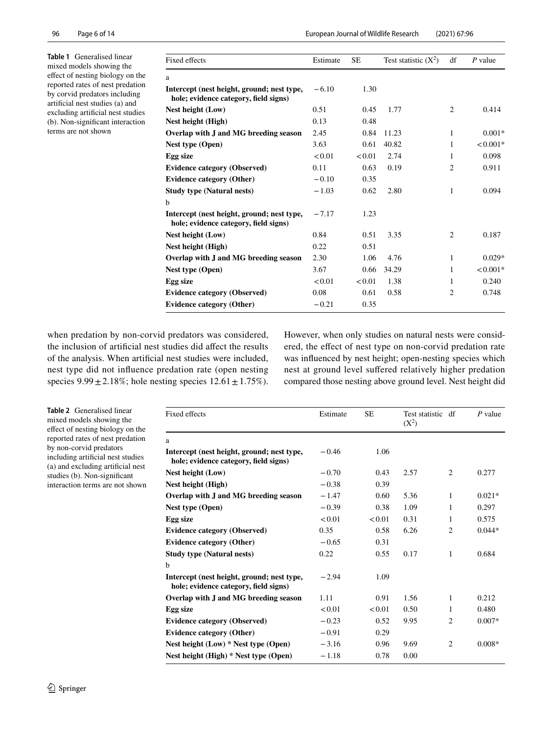**Table 1** Generalised linear mixed models showing the effect of nesting biology on the reported rates of nest predation by corvid predators including artificial nest studies (a) and excluding artificial nest studies (b). Non-significant interaction terms are not shown

| Fixed effects | Estimate | SE | Test statistic ($X^2$) | df | *P* value |
|---|---|---|---|---|---|
| a | | | | | |
| **Intercept (nest height, ground; nest type, hole; evidence category, field signs)** | −6.10 | 1.30 | | | |
| **Nest height (Low)** | 0.51 | 0.45 | 1.77 | 2 | 0.414 |
| **Nest height (High)** | 0.13 | 0.48 | | | |
| **Overlap with J and MG breeding season** | 2.45 | 0.84 | 11.23 | 1 | 0.001* |
| **Nest type (Open)** | 3.63 | 0.61 | 40.82 | 1 | < 0.001* |
| **Egg size** | < 0.01 | < 0.01 | 2.74 | 1 | 0.098 |
| **Evidence category (Observed)** | 0.11 | 0.63 | 0.19 | 2 | 0.911 |
| **Evidence category (Other)** | −0.10 | 0.35 | | | |
| **Study type (Natural nests)** | −1.03 | 0.62 | 2.80 | 1 | 0.094 |
| b | | | | | |
| **Intercept (nest height, ground; nest type, hole; evidence category, field signs)** | −7.17 | 1.23 | | | |
| **Nest height (Low)** | 0.84 | 0.51 | 3.35 | 2 | 0.187 |
| **Nest height (High)** | 0.22 | 0.51 | | | |
| **Overlap with J and MG breeding season** | 2.30 | 1.06 | 4.76 | 1 | 0.029* |
| **Nest type (Open)** | 3.67 | 0.66 | 34.29 | 1 | < 0.001* |
| **Egg size** | < 0.01 | < 0.01 | 1.38 | 1 | 0.240 |
| **Evidence category (Observed)** | 0.08 | 0.61 | 0.58 | 2 | 0.748 |
| **Evidence category (Other)** | −0.21 | 0.35 | | | |

when predation by non-corvid predators was considered, the inclusion of artificial nest studies did affect the results of the analysis. When artificial nest studies were included, nest type did not influence predation rate (open nesting species 9.99 ± 2.18%; hole nesting species 12.61 ± 1.75%). However, when only studies on natural nests were considered, the effect of nest type on non-corvid predation rate was influenced by nest height; open-nesting species which nest at ground level suffered relatively higher predation compared those nesting above ground level. Nest height did

**Table 2** Generalised linear mixed models showing the effect of nesting biology on the reported rates of nest predation by non-corvid predators including artificial nest studies (a) and excluding artificial nest studies (b). Non-significant interaction terms are not shown

| Fixed effects | Estimate | SE | Test statistic ($X^2$) | df | *P* value |
|---|---|---|---|---|---|
| a | | | | | |
| **Intercept (nest height, ground; nest type, hole; evidence category, field signs)** | −0.46 | 1.06 | | | |
| **Nest height (Low)** | −0.70 | 0.43 | 2.57 | 2 | 0.277 |
| **Nest height (High)** | −0.38 | 0.39 | | | |
| **Overlap with J and MG breeding season** | −1.47 | 0.60 | 5.36 | 1 | 0.021* |
| **Nest type (Open)** | −0.39 | 0.38 | 1.09 | 1 | 0.297 |
| **Egg size** | < 0.01 | < 0.01 | 0.31 | 1 | 0.575 |
| **Evidence category (Observed)** | 0.35 | 0.58 | 6.26 | 2 | 0.044* |
| **Evidence category (Other)** | −0.65 | 0.31 | | | |
| **Study type (Natural nests)** | 0.22 | 0.55 | 0.17 | 1 | 0.684 |
| b | | | | | |
| **Intercept (nest height, ground; nest type, hole; evidence category, field signs)** | −2.94 | 1.09 | | | |
| **Overlap with J and MG breeding season** | 1.11 | 0.91 | 1.56 | 1 | 0.212 |
| **Egg size** | < 0.01 | < 0.01 | 0.50 | 1 | 0.480 |
| **Evidence category (Observed)** | −0.23 | 0.52 | 9.95 | 2 | 0.007* |
| **Evidence category (Other)** | −0.91 | 0.29 | | | |
| **Nest height (Low) * Nest type (Open)** | −3.16 | 0.96 | 9.69 | 2 | 0.008* |
| **Nest height (High) * Nest type (Open)** | −1.18 | 0.78 | 0.00 | | |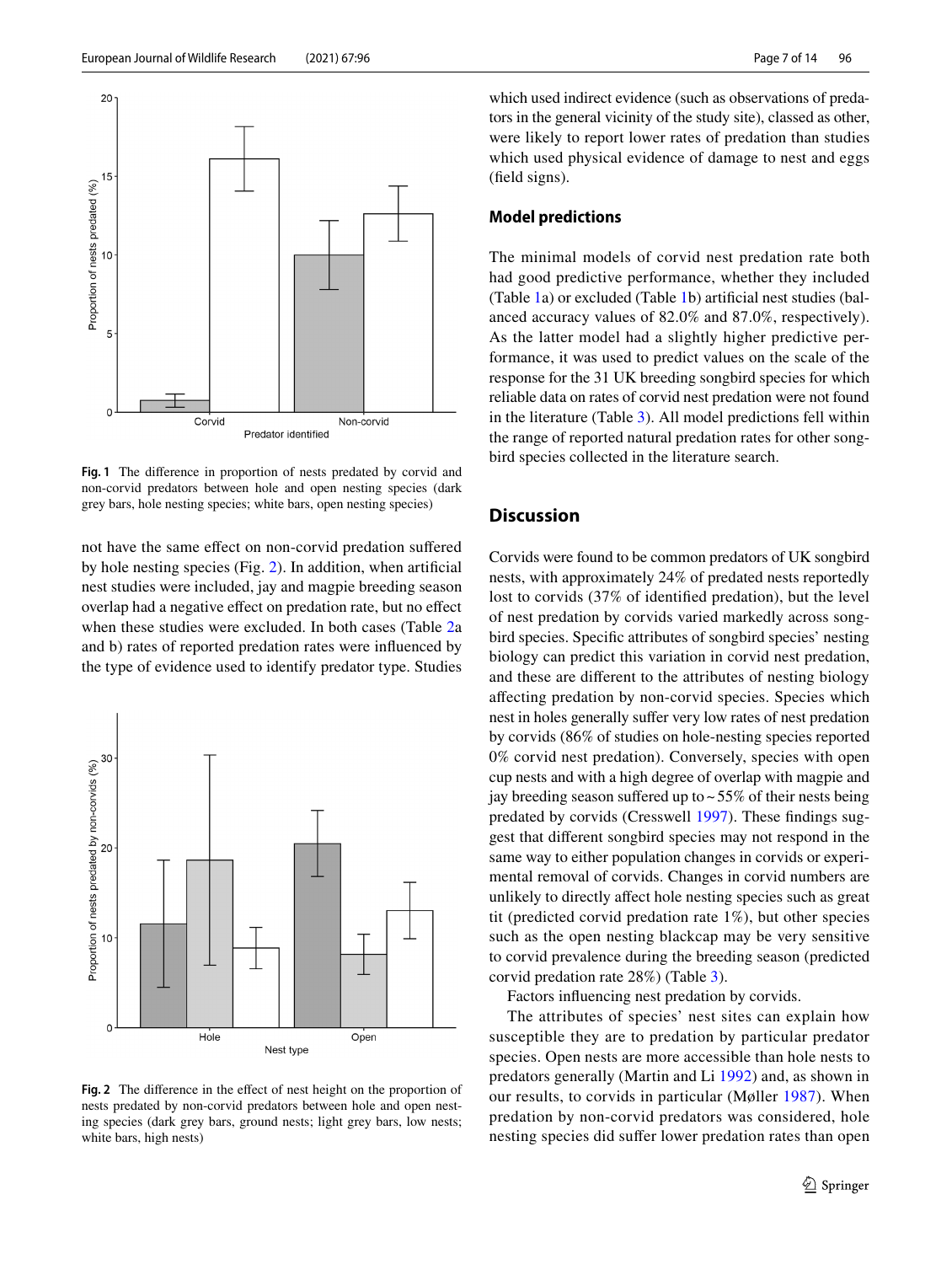Fig. 1 The difference in proportion of nests predated by corvid and non-corvid predators between hole and open nesting species (dark grey bars, hole nesting species; white bars, open nesting species)

not have the same effect on non-corvid predation suffered by hole nesting species (Fig. 2). In addition, when artificial nest studies were included, jay and magpie breeding season overlap had a negative effect on predation rate, but no effect when these studies were excluded. In both cases (Table 2a and b) rates of reported predation rates were influenced by the type of evidence used to identify predator type. Studies which used indirect evidence (such as observations of predators in the general vicinity of the study site), classed as other, were likely to report lower rates of predation than studies which used physical evidence of damage to nest and eggs (field signs).

Fig. 2 The difference in the effect of nest height on the proportion of nests predated by non-corvid predators between hole and open nesting species (dark grey bars, ground nests; light grey bars, low nests; white bars, high nests)

### Model predictions

The minimal models of corvid nest predation rate both had good predictive performance, whether they included (Table 1a) or excluded (Table 1b) artificial nest studies (balanced accuracy values of 82.0% and 87.0%, respectively). As the latter model had a slightly higher predictive performance, it was used to predict values on the scale of the response for the 31 UK breeding songbird species for which reliable data on rates of corvid nest predation were not found in the literature (Table 3). All model predictions fell within the range of reported natural predation rates for other songbird species collected in the literature search.

## Discussion

Corvids were found to be common predators of UK songbird nests, with approximately 24% of predated nests reportedly lost to corvids (37% of identified predation), but the level of nest predation by corvids varied markedly across songbird species. Specific attributes of songbird species' nesting biology can predict this variation in corvid nest predation, and these are different to the attributes of nesting biology affecting predation by non-corvid species. Species which nest in holes generally suffer very low rates of nest predation by corvids (86% of studies on hole-nesting species reported 0% corvid nest predation). Conversely, species with open cup nests and with a high degree of overlap with magpie and jay breeding season suffered up to ~ 55% of their nests being predated by corvids (Cresswell 1997). These findings suggest that different songbird species may not respond in the same way to either population changes in corvids or experimental removal of corvids. Changes in corvid numbers are unlikely to directly affect hole nesting species such as great tit (predicted corvid predation rate 1%), but other species such as the open nesting blackcap may be very sensitive to corvid prevalence during the breeding season (predicted corvid predation rate 28%) (Table 3).

Factors influencing nest predation by corvids.

The attributes of species' nest sites can explain how susceptible they are to predation by particular predator species. Open nests are more accessible than hole nests to predators generally (Martin and Li 1992) and, as shown in our results, to corvids in particular (Møller 1987). When predation by non-corvid predators was considered, hole nesting species did suffer lower predation rates than open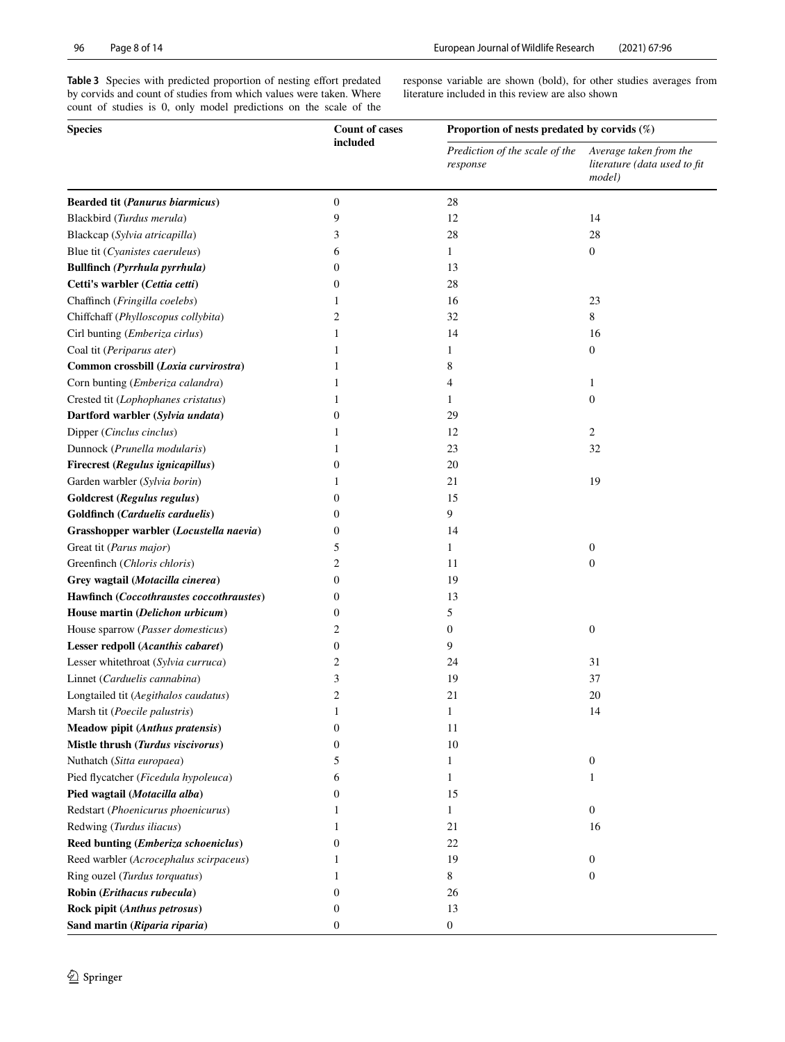**Table 3** Species with predicted proportion of nesting effort predated by corvids and count of studies from which values were taken. Where count of studies is 0, only model predictions on the scale of the response variable are shown (bold), for other studies averages from literature included in this review are also shown

| Species | Count of cases included | Proportion of nests predated by corvids (%) | |
|---|---|---|---|
| | | *Prediction of the scale of the response* | *Average taken from the literature (data used to fit model)* |
| **Bearded tit (*Panurus biarmicus*)** | 0 | 28 | |
| Blackbird (*Turdus merula*) | 9 | 12 | 14 |
| Blackcap (*Sylvia atricapilla*) | 3 | 28 | 28 |
| Blue tit (*Cyanistes caeruleus*) | 6 | 1 | 0 |
| **Bullfinch (*Pyrrhula pyrrhula*)** | 0 | 13 | |
| **Cetti's warbler (*Cettia cetti*)** | 0 | 28 | |
| Chaffinch (*Fringilla coelebs*) | 1 | 16 | 23 |
| Chiffchaff (*Phylloscopus collybita*) | 2 | 32 | 8 |
| Cirl bunting (*Emberiza cirlus*) | 1 | 14 | 16 |
| Coal tit (*Periparus ater*) | 1 | 1 | 0 |
| **Common crossbill (*Loxia curvirostra*)** | 1 | 8 | |
| Corn bunting (*Emberiza calandra*) | 1 | 4 | 1 |
| Crested tit (*Lophophanes cristatus*) | 1 | 1 | 0 |
| **Dartford warbler (*Sylvia undata*)** | 0 | 29 | |
| Dipper (*Cinclus cinclus*) | 1 | 12 | 2 |
| Dunnock (*Prunella modularis*) | 1 | 23 | 32 |
| **Firecrest (*Regulus ignicapillus*)** | 0 | 20 | |
| Garden warbler (*Sylvia borin*) | 1 | 21 | 19 |
| **Goldcrest (*Regulus regulus*)** | 0 | 15 | |
| **Goldfinch (*Carduelis carduelis*)** | 0 | 9 | |
| **Grasshopper warbler (*Locustella naevia*)** | 0 | 14 | |
| Great tit (*Parus major*) | 5 | 1 | 0 |
| Greenfinch (*Chloris chloris*) | 2 | 11 | 0 |
| **Grey wagtail (*Motacilla cinerea*)** | 0 | 19 | |
| **Hawfinch (*Coccothraustes coccothraustes*)** | 0 | 13 | |
| **House martin (*Delichon urbicum*)** | 0 | 5 | |
| House sparrow (*Passer domesticus*) | 2 | 0 | 0 |
| **Lesser redpoll (*Acanthis cabaret*)** | 0 | 9 | |
| Lesser whitethroat (*Sylvia curruca*) | 2 | 24 | 31 |
| Linnet (*Carduelis cannabina*) | 3 | 19 | 37 |
| Longtailed tit (*Aegithalos caudatus*) | 2 | 21 | 20 |
| Marsh tit (*Poecile palustris*) | 1 | 1 | 14 |
| **Meadow pipit (*Anthus pratensis*)** | 0 | 11 | |
| **Mistle thrush (*Turdus viscivorus*)** | 0 | 10 | |
| Nuthatch (*Sitta europaea*) | 5 | 1 | 0 |
| Pied flycatcher (*Ficedula hypoleuca*) | 6 | 1 | 1 |
| **Pied wagtail (*Motacilla alba*)** | 0 | 15 | |
| Redstart (*Phoenicurus phoenicurus*) | 1 | 1 | 0 |
| Redwing (*Turdus iliacus*) | 1 | 21 | 16 |
| **Reed bunting (*Emberiza schoeniclus*)** | 0 | 22 | |
| Reed warbler (*Acrocephalus scirpaceus*) | 1 | 19 | 0 |
| Ring ouzel (*Turdus torquatus*) | 1 | 8 | 0 |
| **Robin (*Erithacus rubecula*)** | 0 | 26 | |
| **Rock pipit (*Anthus petrosus*)** | 0 | 13 | |
| **Sand martin (*Riparia riparia*)** | 0 | 0 | |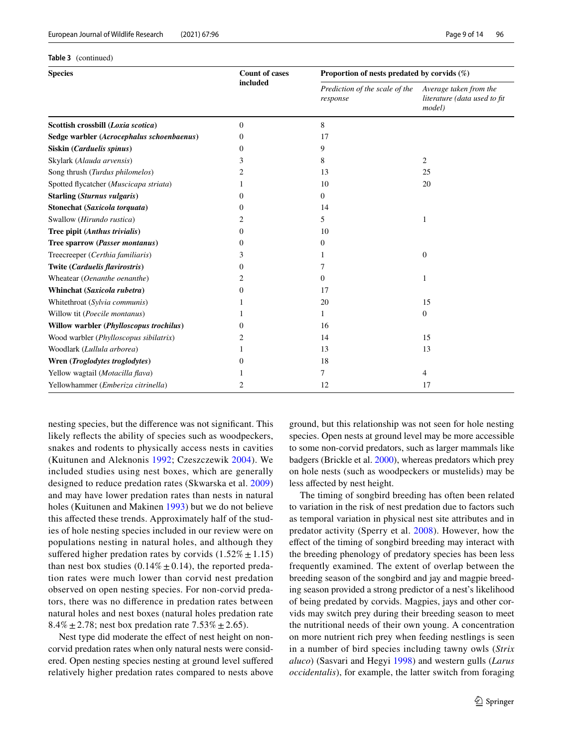**Table 3** (continued)

| Species | Count of cases included | Proportion of nests predated by corvids (%) | |
|---|---|---|---|
| | | *Prediction of the scale of the response* | *Average taken from the literature (data used to fit model)* |
| **Scottish crossbill (*Loxia scotica*)** | 0 | 8 | |
| **Sedge warbler (*Acrocephalus schoenbaenus*)** | 0 | 17 | |
| **Siskin (*Carduelis spinus*)** | 0 | 9 | |
| Skylark (*Alauda arvensis*) | 3 | 8 | 2 |
| Song thrush (*Turdus philomelos*) | 2 | 13 | 25 |
| Spotted flycatcher (*Muscicapa striata*) | 1 | 10 | 20 |
| **Starling (*Sturnus vulgaris*)** | 0 | 0 | |
| **Stonechat (*Saxicola torquata*)** | 0 | 14 | |
| Swallow (*Hirundo rustica*) | 2 | 5 | 1 |
| **Tree pipit (*Anthus trivialis*)** | 0 | 10 | |
| **Tree sparrow (*Passer montanus*)** | 0 | 0 | |
| Treecreeper (*Certhia familiaris*) | 3 | 1 | 0 |
| **Twite (*Carduelis flavirostris*)** | 0 | 7 | |
| Wheatear (*Oenanthe oenanthe*) | 2 | 0 | 1 |
| **Whinchat (*Saxicola rubetra*)** | 0 | 17 | |
| Whitethroat (*Sylvia communis*) | 1 | 20 | 15 |
| Willow tit (*Poecile montanus*) | 1 | 1 | 0 |
| **Willow warbler (*Phylloscopus trochilus*)** | 0 | 16 | |
| Wood warbler (*Phylloscopus sibilatrix*) | 2 | 14 | 15 |
| Woodlark (*Lullula arborea*) | 1 | 13 | 13 |
| **Wren (*Troglodytes troglodytes*)** | 0 | 18 | |
| Yellow wagtail (*Motacilla flava*) | 1 | 7 | 4 |
| Yellowhammer (*Emberiza citrinella*) | 2 | 12 | 17 |

nesting species, but the difference was not significant. This likely reflects the ability of species such as woodpeckers, snakes and rodents to physically access nests in cavities (Kuitunen and Aleknonis 1992; Czeszczewik 2004). We included studies using nest boxes, which are generally designed to reduce predation rates (Skwarska et al. 2009) and may have lower predation rates than nests in natural holes (Kuitunen and Makinen 1993) but we do not believe this affected these trends. Approximately half of the studies of hole nesting species included in our review were on populations nesting in natural holes, and although they suffered higher predation rates by corvids ($1.52\% \pm 1.15$) than nest box studies ($0.14\% \pm 0.14$), the reported predation rates were much lower than corvid nest predation observed on open nesting species. For non-corvid predators, there was no difference in predation rates between natural holes and nest boxes (natural holes predation rate $8.4\% \pm 2.78$; nest box predation rate $7.53\% \pm 2.65$).

Nest type did moderate the effect of nest height on non-corvid predation rates when only natural nests were considered. Open nesting species nesting at ground level suffered relatively higher predation rates compared to nests above ground, but this relationship was not seen for hole nesting species. Open nests at ground level may be more accessible to some non-corvid predators, such as larger mammals like badgers (Brickle et al. 2000), whereas predators which prey on hole nests (such as woodpeckers or mustelids) may be less affected by nest height.

The timing of songbird breeding has often been related to variation in the risk of nest predation due to factors such as temporal variation in physical nest site attributes and in predator activity (Sperry et al. 2008). However, how the effect of the timing of songbird breeding may interact with the breeding phenology of predatory species has been less frequently examined. The extent of overlap between the breeding season of the songbird and jay and magpie breeding season provided a strong predictor of a nest's likelihood of being predated by corvids. Magpies, jays and other corvids may switch prey during their breeding season to meet the nutritional needs of their own young. A concentration on more nutrient rich prey when feeding nestlings is seen in a number of bird species including tawny owls (*Strix aluco*) (Sasvari and Hegyi 1998) and western gulls (*Larus occidentalis*), for example, the latter switch from foraging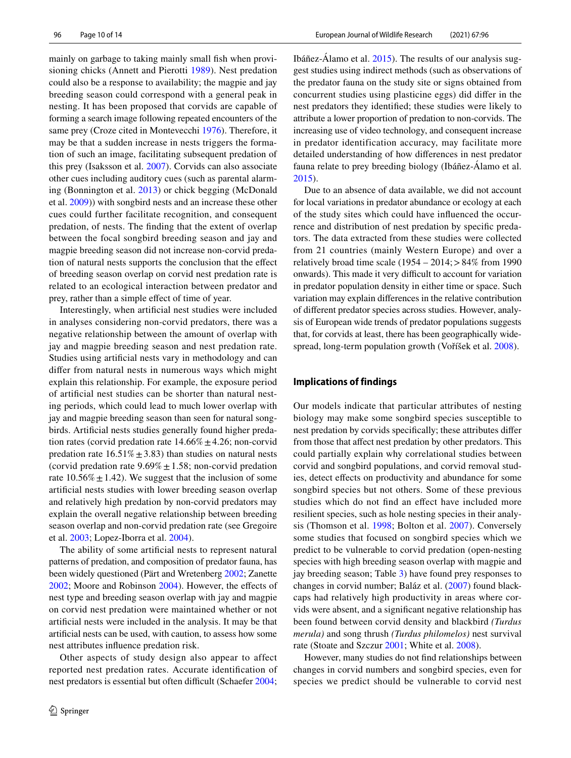mainly on garbage to taking mainly small fish when provisioning chicks (Annett and Pierotti 1989). Nest predation could also be a response to availability; the magpie and jay breeding season could correspond with a general peak in nesting. It has been proposed that corvids are capable of forming a search image following repeated encounters of the same prey (Croze cited in Montevecchi 1976). Therefore, it may be that a sudden increase in nests triggers the formation of such an image, facilitating subsequent predation of this prey (Isaksson et al. 2007). Corvids can also associate other cues including auditory cues (such as parental alarming (Bonnington et al. 2013) or chick begging (McDonald et al. 2009)) with songbird nests and an increase these other cues could further facilitate recognition, and consequent predation, of nests. The finding that the extent of overlap between the focal songbird breeding season and jay and magpie breeding season did not increase non-corvid predation of natural nests supports the conclusion that the effect of breeding season overlap on corvid nest predation rate is related to an ecological interaction between predator and prey, rather than a simple effect of time of year.

Interestingly, when artificial nest studies were included in analyses considering non-corvid predators, there was a negative relationship between the amount of overlap with jay and magpie breeding season and nest predation rate. Studies using artificial nests vary in methodology and can differ from natural nests in numerous ways which might explain this relationship. For example, the exposure period of artificial nest studies can be shorter than natural nesting periods, which could lead to much lower overlap with jay and magpie breeding season than seen for natural songbirds. Artificial nests studies generally found higher predation rates (corvid predation rate 14.66% ± 4.26; non-corvid predation rate 16.51% ± 3.83) than studies on natural nests (corvid predation rate 9.69% ± 1.58; non-corvid predation rate 10.56% ± 1.42). We suggest that the inclusion of some artificial nests studies with lower breeding season overlap and relatively high predation by non-corvid predators may explain the overall negative relationship between breeding season overlap and non-corvid predation rate (see Gregoire et al. 2003; Lopez-Iborra et al. 2004).

The ability of some artificial nests to represent natural patterns of predation, and composition of predator fauna, has been widely questioned (Pärt and Wretenberg 2002; Zanette 2002; Moore and Robinson 2004). However, the effects of nest type and breeding season overlap with jay and magpie on corvid nest predation were maintained whether or not artificial nests were included in the analysis. It may be that artificial nests can be used, with caution, to assess how some nest attributes influence predation risk.

Other aspects of study design also appear to affect reported nest predation rates. Accurate identification of nest predators is essential but often difficult (Schaefer 2004; Ibáñez-Álamo et al. 2015). The results of our analysis suggest studies using indirect methods (such as observations of the predator fauna on the study site or signs obtained from concurrent studies using plasticine eggs) did differ in the nest predators they identified; these studies were likely to attribute a lower proportion of predation to non-corvids. The increasing use of video technology, and consequent increase in predator identification accuracy, may facilitate more detailed understanding of how differences in nest predator fauna relate to prey breeding biology (Ibáñez-Álamo et al. 2015).

Due to an absence of data available, we did not account for local variations in predator abundance or ecology at each of the study sites which could have influenced the occurrence and distribution of nest predation by specific predators. The data extracted from these studies were collected from 21 countries (mainly Western Europe) and over a relatively broad time scale (1954 – 2014; > 84% from 1990 onwards). This made it very difficult to account for variation in predator population density in either time or space. Such variation may explain differences in the relative contribution of different predator species across studies. However, analysis of European wide trends of predator populations suggests that, for corvids at least, there has been geographically widespread, long-term population growth (Voříšek et al. 2008).

## Implications of findings

Our models indicate that particular attributes of nesting biology may make some songbird species susceptible to nest predation by corvids specifically; these attributes differ from those that affect nest predation by other predators. This could partially explain why correlational studies between corvid and songbird populations, and corvid removal studies, detect effects on productivity and abundance for some songbird species but not others. Some of these previous studies which do not find an effect have included more resilient species, such as hole nesting species in their analysis (Thomson et al. 1998; Bolton et al. 2007). Conversely some studies that focused on songbird species which we predict to be vulnerable to corvid predation (open-nesting species with high breeding season overlap with magpie and jay breeding season; Table 3) have found prey responses to changes in corvid number; Baláz et al. (2007) found blackcaps had relatively high productivity in areas where corvids were absent, and a significant negative relationship has been found between corvid density and blackbird *(Turdus merula)* and song thrush *(Turdus philomelos)* nest survival rate (Stoate and Szczur 2001; White et al. 2008).

However, many studies do not find relationships between changes in corvid numbers and songbird species, even for species we predict should be vulnerable to corvid nest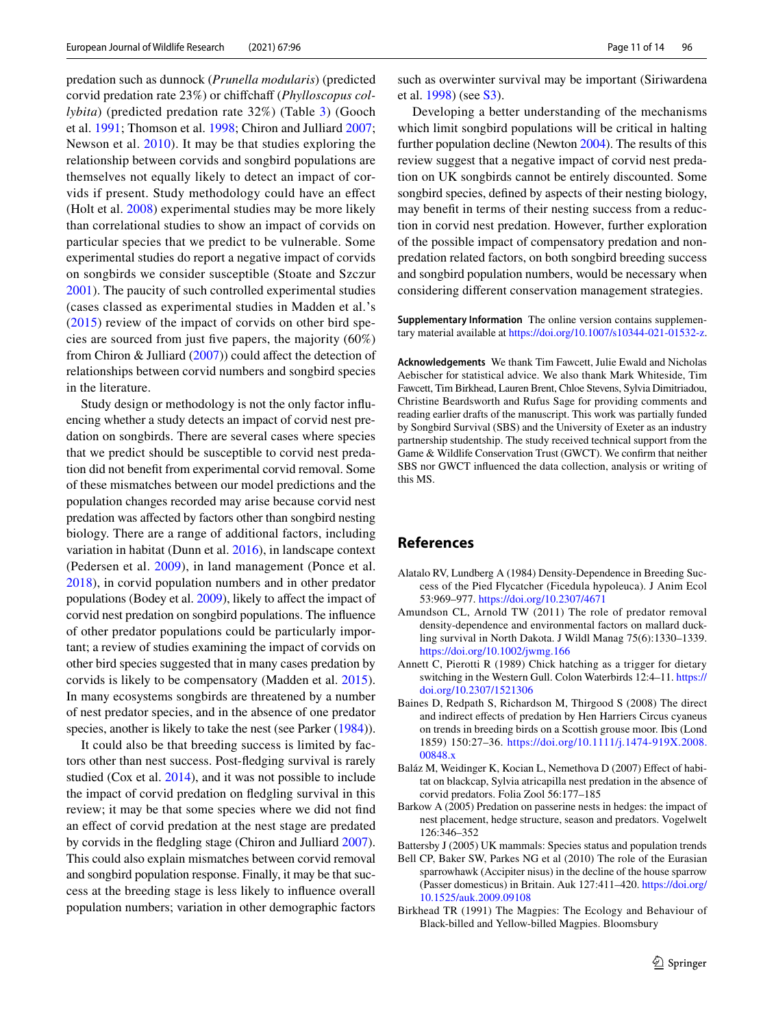predation such as dunnock (*Prunella modularis*) (predicted corvid predation rate 23%) or chiffchaff (*Phylloscopus collybita*) (predicted predation rate 32%) (Table 3) (Gooch et al. 1991; Thomson et al. 1998; Chiron and Julliard 2007; Newson et al. 2010). It may be that studies exploring the relationship between corvids and songbird populations are themselves not equally likely to detect an impact of corvids if present. Study methodology could have an effect (Holt et al. 2008) experimental studies may be more likely than correlational studies to show an impact of corvids on particular species that we predict to be vulnerable. Some experimental studies do report a negative impact of corvids on songbirds we consider susceptible (Stoate and Szczur 2001). The paucity of such controlled experimental studies (cases classed as experimental studies in Madden et al.'s (2015) review of the impact of corvids on other bird species are sourced from just five papers, the majority (60%) from Chiron & Julliard (2007)) could affect the detection of relationships between corvid numbers and songbird species in the literature.

Study design or methodology is not the only factor influencing whether a study detects an impact of corvid nest predation on songbirds. There are several cases where species that we predict should be susceptible to corvid nest predation did not benefit from experimental corvid removal. Some of these mismatches between our model predictions and the population changes recorded may arise because corvid nest predation was affected by factors other than songbird nesting biology. There are a range of additional factors, including variation in habitat (Dunn et al. 2016), in landscape context (Pedersen et al. 2009), in land management (Ponce et al. 2018), in corvid population numbers and in other predator populations (Bodey et al. 2009), likely to affect the impact of corvid nest predation on songbird populations. The influence of other predator populations could be particularly important; a review of studies examining the impact of corvids on other bird species suggested that in many cases predation by corvids is likely to be compensatory (Madden et al. 2015). In many ecosystems songbirds are threatened by a number of nest predator species, and in the absence of one predator species, another is likely to take the nest (see Parker (1984)).

It could also be that breeding success is limited by factors other than nest success. Post-fledging survival is rarely studied (Cox et al. 2014), and it was not possible to include the impact of corvid predation on fledgling survival in this review; it may be that some species where we did not find an effect of corvid predation at the nest stage are predated by corvids in the fledgling stage (Chiron and Julliard 2007). This could also explain mismatches between corvid removal and songbird population response. Finally, it may be that success at the breeding stage is less likely to influence overall population numbers; variation in other demographic factors such as overwinter survival may be important (Siriwardena et al. 1998) (see S3).

Developing a better understanding of the mechanisms which limit songbird populations will be critical in halting further population decline (Newton 2004). The results of this review suggest that a negative impact of corvid nest predation on UK songbirds cannot be entirely discounted. Some songbird species, defined by aspects of their nesting biology, may benefit in terms of their nesting success from a reduction in corvid nest predation. However, further exploration of the possible impact of compensatory predation and non-predation related factors, on both songbird breeding success and songbird population numbers, would be necessary when considering different conservation management strategies.

**Supplementary Information** The online version contains supplementary material available at https://doi.org/10.1007/s10344-021-01532-z.

**Acknowledgements** We thank Tim Fawcett, Julie Ewald and Nicholas Aebischer for statistical advice. We also thank Mark Whiteside, Tim Fawcett, Tim Birkhead, Lauren Brent, Chloe Stevens, Sylvia Dimitriadou, Christine Beardsworth and Rufus Sage for providing comments and reading earlier drafts of the manuscript. This work was partially funded by Songbird Survival (SBS) and the University of Exeter as an industry partnership studentship. The study received technical support from the Game & Wildlife Conservation Trust (GWCT). We confirm that neither SBS nor GWCT influenced the data collection, analysis or writing of this MS.

## References

Alatalo RV, Lundberg A (1984) Density-Dependence in Breeding Success of the Pied Flycatcher (Ficedula hypoleuca). J Anim Ecol 53:969–977. https://doi.org/10.2307/4671

Amundson CL, Arnold TW (2011) The role of predator removal density-dependence and environmental factors on mallard duckling survival in North Dakota. J Wildl Manag 75(6):1330–1339. https://doi.org/10.1002/jwmg.166

Annett C, Pierotti R (1989) Chick hatching as a trigger for dietary switching in the Western Gull. Colon Waterbirds 12:4–11. https://doi.org/10.2307/1521306

Baines D, Redpath S, Richardson M, Thirgood S (2008) The direct and indirect effects of predation by Hen Harriers Circus cyaneus on trends in breeding birds on a Scottish grouse moor. Ibis (Lond 1859) 150:27–36. https://doi.org/10.1111/j.1474-919X.2008.00848.x

Baláz M, Weidinger K, Kocian L, Nemethova D (2007) Effect of habitat on blackcap, Sylvia atricapilla nest predation in the absence of corvid predators. Folia Zool 56:177–185

Barkow A (2005) Predation on passerine nests in hedges: the impact of nest placement, hedge structure, season and predators. Vogelwelt 126:346–352

Battersby J (2005) UK mammals: Species status and population trends

Bell CP, Baker SW, Parkes NG et al (2010) The role of the Eurasian sparrowhawk (Accipiter nisus) in the decline of the house sparrow (Passer domesticus) in Britain. Auk 127:411–420. https://doi.org/10.1525/auk.2009.09108

Birkhead TR (1991) The Magpies: The Ecology and Behaviour of Black-billed and Yellow-billed Magpies. Bloomsbury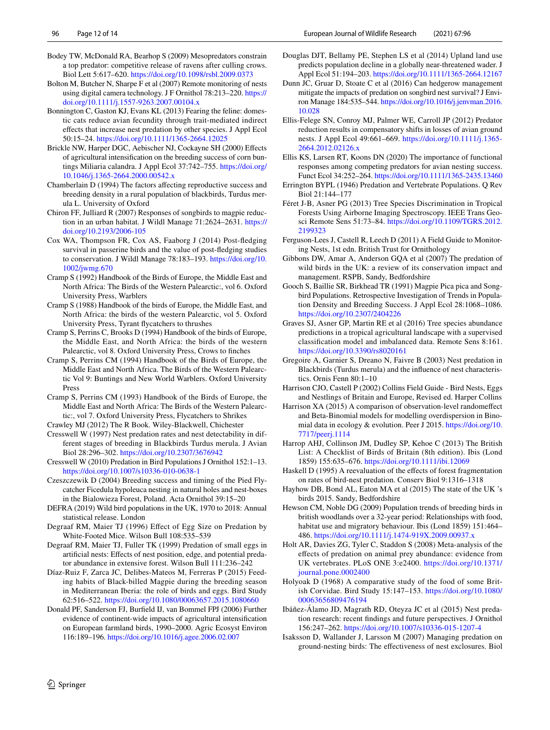Bodey TW, McDonald RA, Bearhop S (2009) Mesopredators constrain a top predator: competitive release of ravens after culling crows. Biol Lett 5:617–620. https://doi.org/10.1098/rsbl.2009.0373

Bolton M, Butcher N, Sharpe F et al (2007) Remote monitoring of nests using digital camera technology. J F Ornithol 78:213–220. https://doi.org/10.1111/j.1557-9263.2007.00104.x

Bonnington C, Gaston KJ, Evans KL (2013) Fearing the feline: domestic cats reduce avian fecundity through trait-mediated indirect effects that increase nest predation by other species. J Appl Ecol 50:15–24. https://doi.org/10.1111/1365-2664.12025

Brickle NW, Harper DGC, Aebischer NJ, Cockayne SH (2000) Effects of agricultural intensification on the breeding success of corn buntings Miliaria calandra. J Appl Ecol 37:742–755. https://doi.org/10.1046/j.1365-2664.2000.00542.x

Chamberlain D (1994) The factors affecting reproductive success and breeding density in a rural population of blackbirds, Turdus merula L. University of Oxford

Chiron FF, Julliard R (2007) Responses of songbirds to magpie reduction in an urban habitat. J Wildl Manage 71:2624–2631. https://doi.org/10.2193/2006-105

Cox WA, Thompson FR, Cox AS, Faaborg J (2014) Post-fledging survival in passerine birds and the value of post-fledging studies to conservation. J Wildl Manage 78:183–193. https://doi.org/10.1002/jwmg.670

Cramp S (1992) Handbook of the Birds of Europe, the Middle East and North Africa: The Birds of the Western Palearctic:, vol 6. Oxford University Press, Warblers

Cramp S (1988) Handbook of the birds of Europe, the Middle East, and North Africa: the birds of the western Palearctic, vol 5. Oxford University Press, Tyrant flycatchers to thrushes

Cramp S, Perrins C, Brooks D (1994) Handbook of the birds of Europe, the Middle East, and North Africa: the birds of the western Palearctic, vol 8. Oxford University Press, Crows to finches

Cramp S, Perrins CM (1994) Handbook of the Birds of Europe, the Middle East and North Africa. The Birds of the Western Palearctic Vol 9: Buntings and New World Warblers. Oxford University Press

Cramp S, Perrins CM (1993) Handbook of the Birds of Europe, the Middle East and North Africa: The Birds of the Western Palearctic:, vol 7. Oxford University Press, Flycatchers to Shrikes

Crawley MJ (2012) The R Book. Wiley-Blackwell, Chichester

Cresswell W (1997) Nest predation rates and nest detectability in different stages of breeding in Blackbirds Turdus merula. J Avian Biol 28:296–302. https://doi.org/10.2307/3676942

Cresswell W (2010) Predation in Bird Populations J Ornithol 152:1–13. https://doi.org/10.1007/s10336-010-0638-1

Czeszczewik D (2004) Breeding success and timing of the Pied Flycatcher Ficedula hypoleuca nesting in natural holes and nest-boxes in the Bialowieza Forest, Poland. Acta Ornithol 39:15–20

DEFRA (2019) Wild bird populations in the UK, 1970 to 2018: Annual statistical release. London

Degraaf RM, Maier TJ (1996) Effect of Egg Size on Predation by White-Footed Mice. Wilson Bull 108:535–539

Degraaf RM, Maier TJ, Fuller TK (1999) Predation of small eggs in artificial nests: Effects of nest position, edge, and potential predator abundance in extensive forest. Wilson Bull 111:236–242

Díaz-Ruiz F, Zarca JC, Delibes-Mateos M, Ferreras P (2015) Feeding habits of Black-billed Magpie during the breeding season in Mediterranean Iberia: the role of birds and eggs. Bird Study 62:516–522. https://doi.org/10.1080/00063657.2015.1080660

Donald PF, Sanderson FJ, Burfield IJ, van Bommel FPJ (2006) Further evidence of continent-wide impacts of agricultural intensification on European farmland birds, 1990–2000. Agric Ecosyst Environ 116:189–196. https://doi.org/10.1016/j.agee.2006.02.007

Douglas DJT, Bellamy PE, Stephen LS et al (2014) Upland land use predicts population decline in a globally near-threatened wader. J Appl Ecol 51:194–203. https://doi.org/10.1111/1365-2664.12167

Dunn JC, Gruar D, Stoate C et al (2016) Can hedgerow management mitigate the impacts of predation on songbird nest survival? J Environ Manage 184:535–544. https://doi.org/10.1016/j.jenvman.2016.10.028

Ellis-Felege SN, Conroy MJ, Palmer WE, Carroll JP (2012) Predator reduction results in compensatory shifts in losses of avian ground nests. J Appl Ecol 49:661–669. https://doi.org/10.1111/j.1365-2664.2012.02126.x

Ellis KS, Larsen RT, Koons DN (2020) The importance of functional responses among competing predators for avian nesting success. Funct Ecol 34:252–264. https://doi.org/10.1111/1365-2435.13460

Errington BYPL (1946) Predation and Vertebrate Populations. Q Rev Biol 21:144–177

Féret J-B, Asner PG (2013) Tree Species Discrimination in Tropical Forests Using Airborne Imaging Spectroscopy. IEEE Trans Geosci Remote Sens 51:73–84. https://doi.org/10.1109/TGRS.2012.2199323

Ferguson-Lees J, Castell R, Leech D (2011) A Field Guide to Monitoring Nests, 1st edn. British Trust for Ornithology

Gibbons DW, Amar A, Anderson GQA et al (2007) The predation of wild birds in the UK: a review of its conservation impact and management. RSPB, Sandy, Bedfordshire

Gooch S, Baillie SR, Birkhead TR (1991) Magpie Pica pica and Songbird Populations. Retrospective Investigation of Trends in Population Density and Breeding Success. J Appl Ecol 28:1068–1086. https://doi.org/10.2307/2404226

Graves SJ, Asner GP, Martin RE et al (2016) Tree species abundance predictions in a tropical agricultural landscape with a supervised classification model and imbalanced data. Remote Sens 8:161. https://doi.org/10.3390/rs8020161

Gregoire A, Garnier S, Dreano N, Faivre B (2003) Nest predation in Blackbirds (Turdus merula) and the influence of nest characteristics. Ornis Fenn 80:1–10

Harrison CJO, Castell P (2002) Collins Field Guide - Bird Nests, Eggs and Nestlings of Britain and Europe, Revised ed. Harper Collins

Harrison XA (2015) A comparison of observation-level randomeffect and Beta-Binomial models for modelling overdispersion in Binomial data in ecology & evolution. Peer J 2015. https://doi.org/10.7717/peerj.1114

Harrop AHJ, Collinson JM, Dudley SP, Kehoe C (2013) The British List: A Checklist of Birds of Britain (8th edition). Ibis (Lond 1859) 155:635–676. https://doi.org/10.1111/ibi.12069

Haskell D (1995) A reevaluation of the effects of forest fragmentation on rates of bird-nest predation. Conserv Biol 9:1316–1318

Hayhow DB, Bond AL, Eaton MA et al (2015) The state of the UK 's birds 2015. Sandy, Bedfordshire

Hewson CM, Noble DG (2009) Population trends of breeding birds in british woodlands over a 32-year period: Relationships with food, habitat use and migratory behaviour. Ibis (Lond 1859) 151:464–486. https://doi.org/10.1111/j.1474-919X.2009.00937.x

Holt AR, Davies ZG, Tyler C, Staddon S (2008) Meta-analysis of the effects of predation on animal prey abundance: evidence from UK vertebrates. PLoS ONE 3:e2400. https://doi.org/10.1371/journal.pone.0002400

Holyoak D (1968) A comparative study of the food of some British Corvidae. Bird Study 15:147–153. https://doi.org/10.1080/00063656809476194

Ibáñez-Álamo JD, Magrath RD, Oteyza JC et al (2015) Nest predation research: recent findings and future perspectives. J Ornithol 156:247–262. https://doi.org/10.1007/s10336-015-1207-4

Isaksson D, Wallander J, Larsson M (2007) Managing predation on ground-nesting birds: The effectiveness of nest exclosures. Biol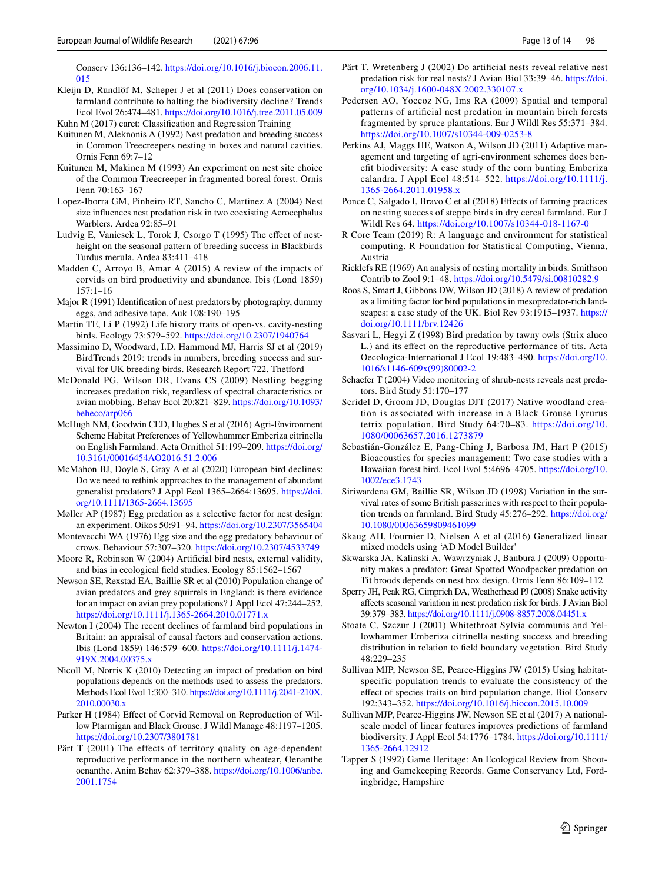Conserv 136:136–142. https://doi.org/10.1016/j.biocon.2006.11.015

Kleijn D, Rundlöf M, Scheper J et al (2011) Does conservation on farmland contribute to halting the biodiversity decline? Trends Ecol Evol 26:474–481. https://doi.org/10.1016/j.tree.2011.05.009

Kuhn M (2017) caret: Classification and Regression Training

Kuitunen M, Aleknonis A (1992) Nest predation and breeding success in Common Treecreepers nesting in boxes and natural cavities. Ornis Fenn 69:7–12

Kuitunen M, Makinen M (1993) An experiment on nest site choice of the Common Treecreeper in fragmented boreal forest. Ornis Fenn 70:163–167

Lopez-Iborra GM, Pinheiro RT, Sancho C, Martinez A (2004) Nest size influences nest predation risk in two coexisting Acrocephalus Warblers. Ardea 92:85–91

Ludvig E, Vanicsek L, Torok J, Csorgo T (1995) The effect of nest-height on the seasonal pattern of breeding success in Blackbirds Turdus merula. Ardea 83:411–418

Madden C, Arroyo B, Amar A (2015) A review of the impacts of corvids on bird productivity and abundance. Ibis (Lond 1859) 157:1–16

Major R (1991) Identification of nest predators by photography, dummy eggs, and adhesive tape. Auk 108:190–195

Martin TE, Li P (1992) Life history traits of open-vs. cavity-nesting birds. Ecology 73:579–592. https://doi.org/10.2307/1940764

Massimino D, Woodward, I.D. Hammond MJ, Harris SJ et al (2019) BirdTrends 2019: trends in numbers, breeding success and survival for UK breeding birds. Research Report 722. Thetford

McDonald PG, Wilson DR, Evans CS (2009) Nestling begging increases predation risk, regardless of spectral characteristics or avian mobbing. Behav Ecol 20:821–829. https://doi.org/10.1093/beheco/arp066

McHugh NM, Goodwin CED, Hughes S et al (2016) Agri-Environment Scheme Habitat Preferences of Yellowhammer Emberiza citrinella on English Farmland. Acta Ornithol 51:199–209. https://doi.org/10.3161/00016454AO2016.51.2.006

McMahon BJ, Doyle S, Gray A et al (2020) European bird declines: Do we need to rethink approaches to the management of abundant generalist predators? J Appl Ecol 1365–2664:13695. https://doi.org/10.1111/1365-2664.13695

Møller AP (1987) Egg predation as a selective factor for nest design: an experiment. Oikos 50:91–94. https://doi.org/10.2307/3565404

Montevecchi WA (1976) Egg size and the egg predatory behaviour of crows. Behaviour 57:307–320. https://doi.org/10.2307/4533749

Moore R, Robinson W (2004) Artificial bird nests, external validity, and bias in ecological field studies. Ecology 85:1562–1567

Newson SE, Rexstad EA, Baillie SR et al (2010) Population change of avian predators and grey squirrels in England: is there evidence for an impact on avian prey populations? J Appl Ecol 47:244–252. https://doi.org/10.1111/j.1365-2664.2010.01771.x

Newton I (2004) The recent declines of farmland bird populations in Britain: an appraisal of causal factors and conservation actions. Ibis (Lond 1859) 146:579–600. https://doi.org/10.1111/j.1474-919X.2004.00375.x

Nicoll M, Norris K (2010) Detecting an impact of predation on bird populations depends on the methods used to assess the predators. Methods Ecol Evol 1:300–310. https://doi.org/10.1111/j.2041-210X.2010.00030.x

Parker H (1984) Effect of Corvid Removal on Reproduction of Willow Ptarmigan and Black Grouse. J Wildl Manage 48:1197–1205. https://doi.org/10.2307/3801781

Pärt T (2001) The effects of territory quality on age-dependent reproductive performance in the northern wheatear, Oenanthe oenanthe. Anim Behav 62:379–388. https://doi.org/10.1006/anbe.2001.1754

Pärt T, Wretenberg J (2002) Do artificial nests reveal relative nest predation risk for real nests? J Avian Biol 33:39–46. https://doi.org/10.1034/j.1600-048X.2002.330107.x

Pedersen AO, Yoccoz NG, Ims RA (2009) Spatial and temporal patterns of artificial nest predation in mountain birch forests fragmented by spruce plantations. Eur J Wildl Res 55:371–384. https://doi.org/10.1007/s10344-009-0253-8

Perkins AJ, Maggs HE, Watson A, Wilson JD (2011) Adaptive management and targeting of agri-environment schemes does benefit biodiversity: A case study of the corn bunting Emberiza calandra. J Appl Ecol 48:514–522. https://doi.org/10.1111/j.1365-2664.2011.01958.x

Ponce C, Salgado I, Bravo C et al (2018) Effects of farming practices on nesting success of steppe birds in dry cereal farmland. Eur J Wildl Res 64. https://doi.org/10.1007/s10344-018-1167-0

R Core Team (2019) R: A language and environment for statistical computing. R Foundation for Statistical Computing, Vienna, Austria

Ricklefs RE (1969) An analysis of nesting mortality in birds. Smithson Contrib to Zool 9:1–48. https://doi.org/10.5479/si.00810282.9

Roos S, Smart J, Gibbons DW, Wilson JD (2018) A review of predation as a limiting factor for bird populations in mesopredator-rich landscapes: a case study of the UK. Biol Rev 93:1915–1937. https://doi.org/10.1111/brv.12426

Sasvari L, Hegyi Z (1998) Bird predation by tawny owls (Strix aluco L.) and its effect on the reproductive performance of tits. Acta Oecologica-International J Ecol 19:483–490. https://doi.org/10.1016/s1146-609x(99)80002-2

Schaefer T (2004) Video monitoring of shrub-nests reveals nest predators. Bird Study 51:170–177

Scridel D, Groom JD, Douglas DJT (2017) Native woodland creation is associated with increase in a Black Grouse Lyrurus tetrix population. Bird Study 64:70–83. https://doi.org/10.1080/00063657.2016.1273879

Sebastián-González E, Pang-Ching J, Barbosa JM, Hart P (2015) Bioacoustics for species management: Two case studies with a Hawaiian forest bird. Ecol Evol 5:4696–4705. https://doi.org/10.1002/ece3.1743

Siriwardena GM, Baillie SR, Wilson JD (1998) Variation in the survival rates of some British passerines with respect to their population trends on farmland. Bird Study 45:276–292. https://doi.org/10.1080/00063659809461099

Skaug AH, Fournier D, Nielsen A et al (2016) Generalized linear mixed models using 'AD Model Builder'

Skwarska JA, Kalinski A, Wawrzyniak J, Banbura J (2009) Opportunity makes a predator: Great Spotted Woodpecker predation on Tit broods depends on nest box design. Ornis Fenn 86:109–112

Sperry JH, Peak RG, Cimprich DA, Weatherhead PJ (2008) Snake activity affects seasonal variation in nest predation risk for birds. J Avian Biol 39:379–383. https://doi.org/10.1111/j.0908-8857.2008.04451.x

Stoate C, Szczur J (2001) Whitethroat Sylvia communis and Yellowhammer Emberiza citrinella nesting success and breeding distribution in relation to field boundary vegetation. Bird Study 48:229–235

Sullivan MJP, Newson SE, Pearce-Higgins JW (2015) Using habitat-specific population trends to evaluate the consistency of the effect of species traits on bird population change. Biol Conserv 192:343–352. https://doi.org/10.1016/j.biocon.2015.10.009

Sullivan MJP, Pearce-Higgins JW, Newson SE et al (2017) A national-scale model of linear features improves predictions of farmland biodiversity. J Appl Ecol 54:1776–1784. https://doi.org/10.1111/1365-2664.12912

Tapper S (1992) Game Heritage: An Ecological Review from Shooting and Gamekeeping Records. Game Conservancy Ltd, Fordingbridge, Hampshire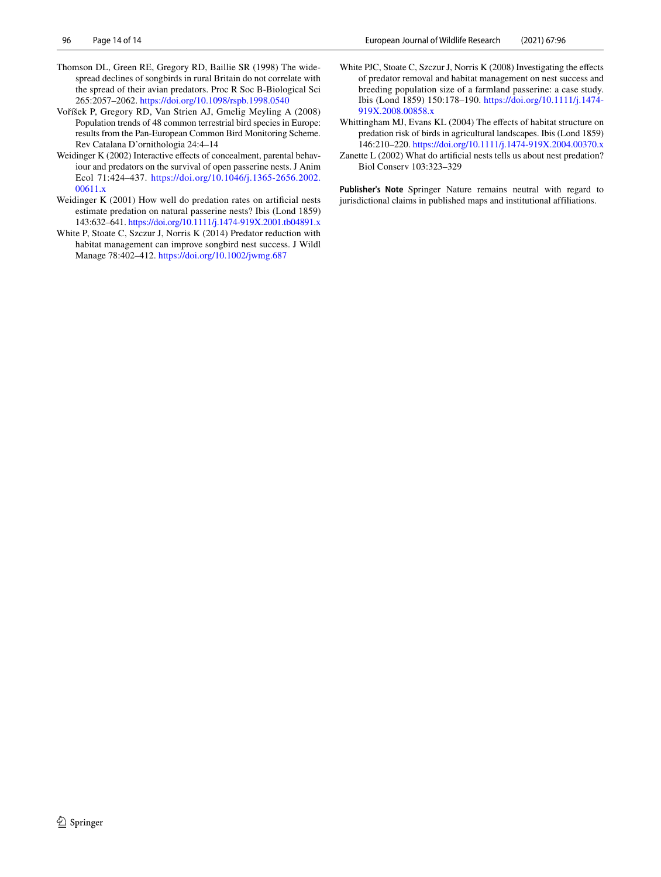Thomson DL, Green RE, Gregory RD, Baillie SR (1998) The widespread declines of songbirds in rural Britain do not correlate with the spread of their avian predators. Proc R Soc B-Biological Sci 265:2057–2062. https://doi.org/10.1098/rspb.1998.0540

Voříšek P, Gregory RD, Van Strien AJ, Gmelig Meyling A (2008) Population trends of 48 common terrestrial bird species in Europe: results from the Pan-European Common Bird Monitoring Scheme. Rev Catalana D'ornithologia 24:4–14

Weidinger K (2002) Interactive effects of concealment, parental behaviour and predators on the survival of open passerine nests. J Anim Ecol 71:424–437. https://doi.org/10.1046/j.1365-2656.2002.00611.x

Weidinger K (2001) How well do predation rates on artificial nests estimate predation on natural passerine nests? Ibis (Lond 1859) 143:632–641. https://doi.org/10.1111/j.1474-919X.2001.tb04891.x

White P, Stoate C, Szczur J, Norris K (2014) Predator reduction with habitat management can improve songbird nest success. J Wildl Manage 78:402–412. https://doi.org/10.1002/jwmg.687

White PJC, Stoate C, Szczur J, Norris K (2008) Investigating the effects of predator removal and habitat management on nest success and breeding population size of a farmland passerine: a case study. Ibis (Lond 1859) 150:178–190. https://doi.org/10.1111/j.1474-919X.2008.00858.x

Whittingham MJ, Evans KL (2004) The effects of habitat structure on predation risk of birds in agricultural landscapes. Ibis (Lond 1859) 146:210–220. https://doi.org/10.1111/j.1474-919X.2004.00370.x

Zanette L (2002) What do artificial nests tells us about nest predation? Biol Conserv 103:323–329

**Publisher's Note** Springer Nature remains neutral with regard to jurisdictional claims in published maps and institutional affiliations.